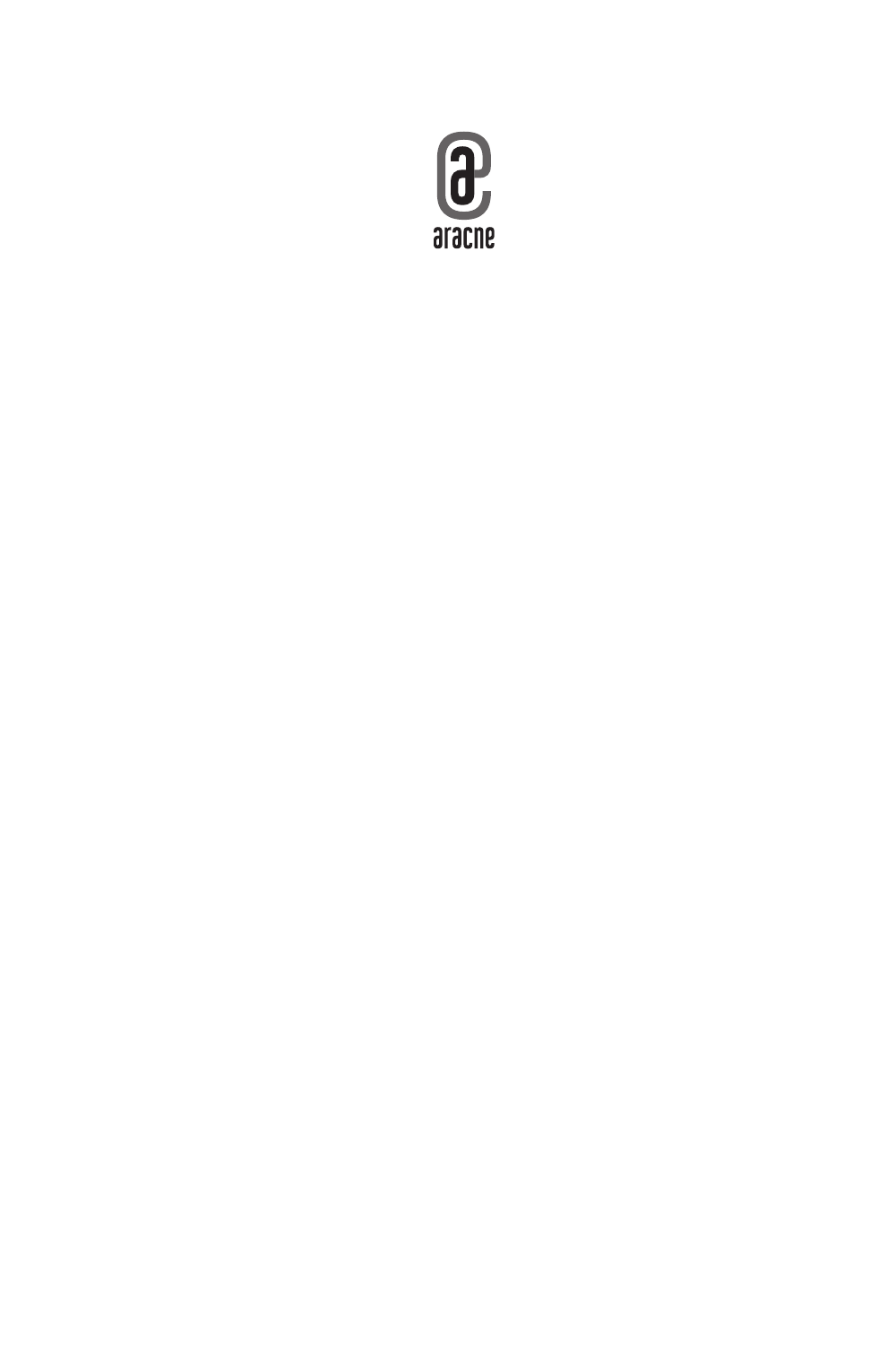aracne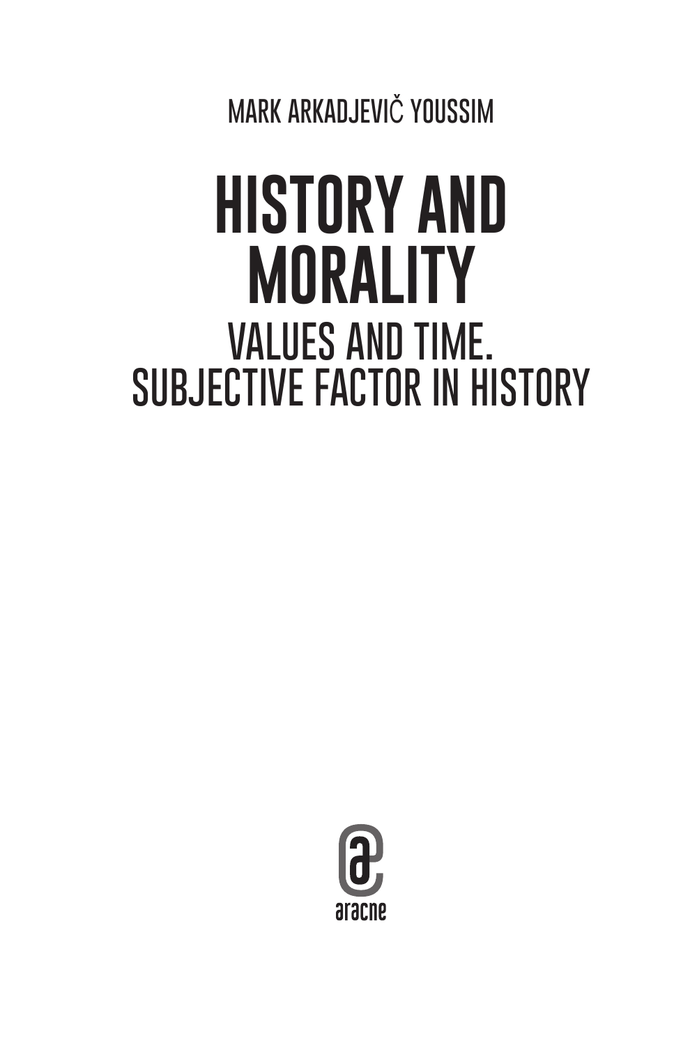MARK ARKADJEVIČ YOUSSIM

# HISTORY AND MORALITY

## VALUES AND TIME. SUBJECTIVE FACTOR IN HISTORY

aracne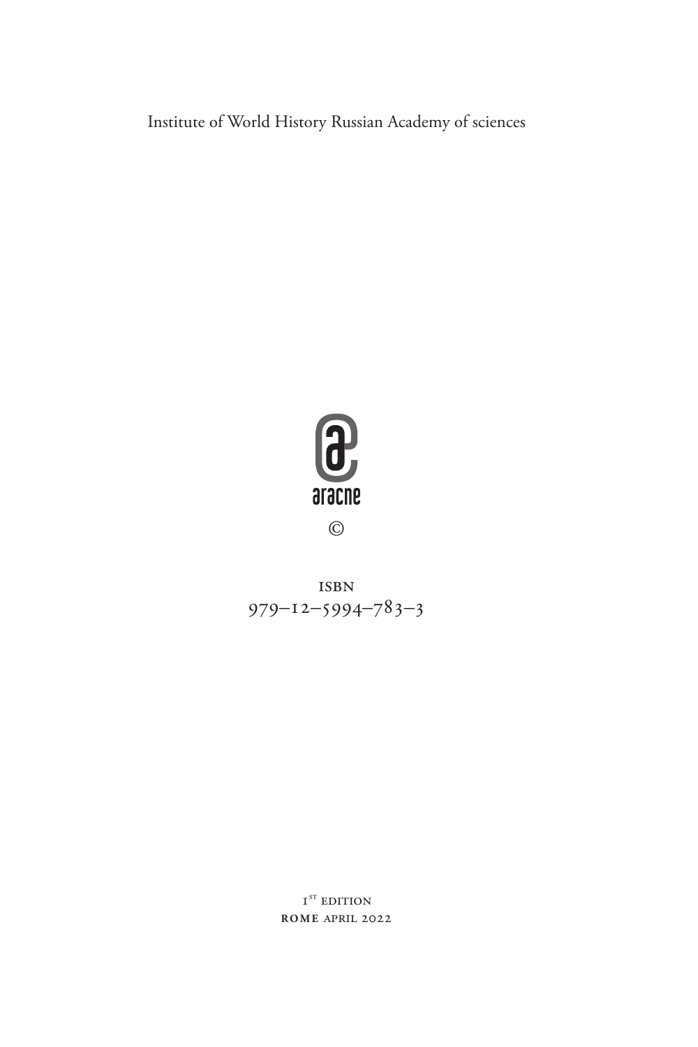Institute of World History Russian Academy of sciences

aracne

©

ISBN
979–12–5994–783–3

1st edition
**ROME** APRIL 2022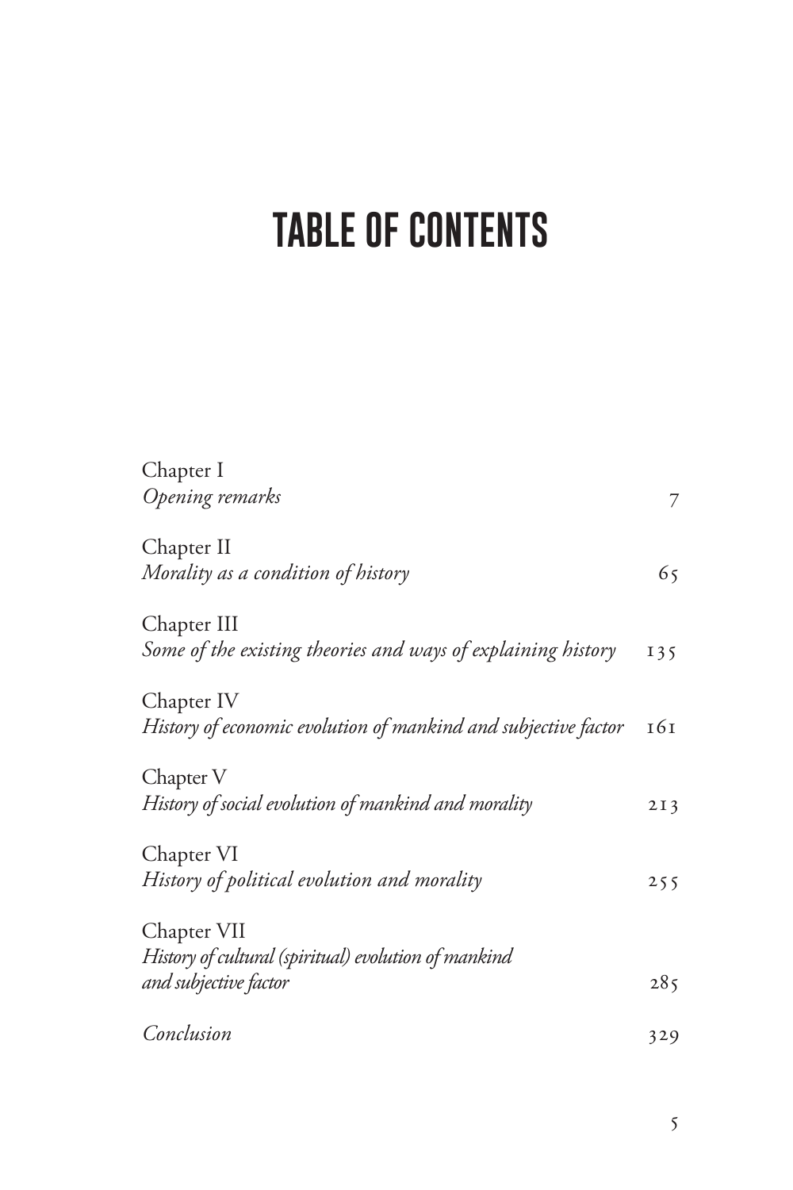# TABLE OF CONTENTS

| | |
|---|---|
| Chapter I<br>*Opening remarks* | 7 |
| Chapter II<br>*Morality as a condition of history* | 65 |
| Chapter III<br>*Some of the existing theories and ways of explaining history* | 135 |
| Chapter IV<br>*History of economic evolution of mankind and subjective factor* | 161 |
| Chapter V<br>*History of social evolution of mankind and morality* | 213 |
| Chapter VI<br>*History of political evolution and morality* | 255 |
| Chapter VII<br>*History of cultural (spiritual) evolution of mankind and subjective factor* | 285 |
| *Conclusion* | 329 |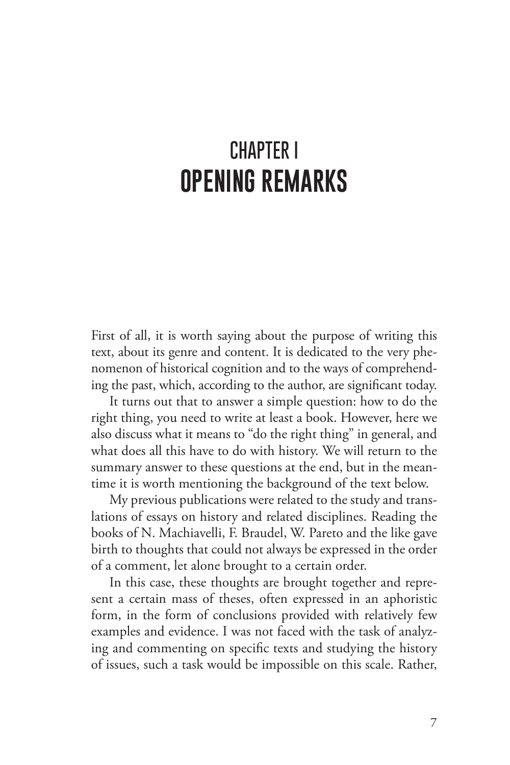# CHAPTER I
# OPENING REMARKS

First of all, it is worth saying about the purpose of writing this text, about its genre and content. It is dedicated to the very phenomenon of historical cognition and to the ways of comprehending the past, which, according to the author, are significant today.

It turns out that to answer a simple question: how to do the right thing, you need to write at least a book. However, here we also discuss what it means to "do the right thing" in general, and what does all this have to do with history. We will return to the summary answer to these questions at the end, but in the meantime it is worth mentioning the background of the text below.

My previous publications were related to the study and translations of essays on history and related disciplines. Reading the books of N. Machiavelli, F. Braudel, W. Pareto and the like gave birth to thoughts that could not always be expressed in the order of a comment, let alone brought to a certain order.

In this case, these thoughts are brought together and represent a certain mass of theses, often expressed in an aphoristic form, in the form of conclusions provided with relatively few examples and evidence. I was not faced with the task of analyzing and commenting on specific texts and studying the history of issues, such a task would be impossible on this scale. Rather,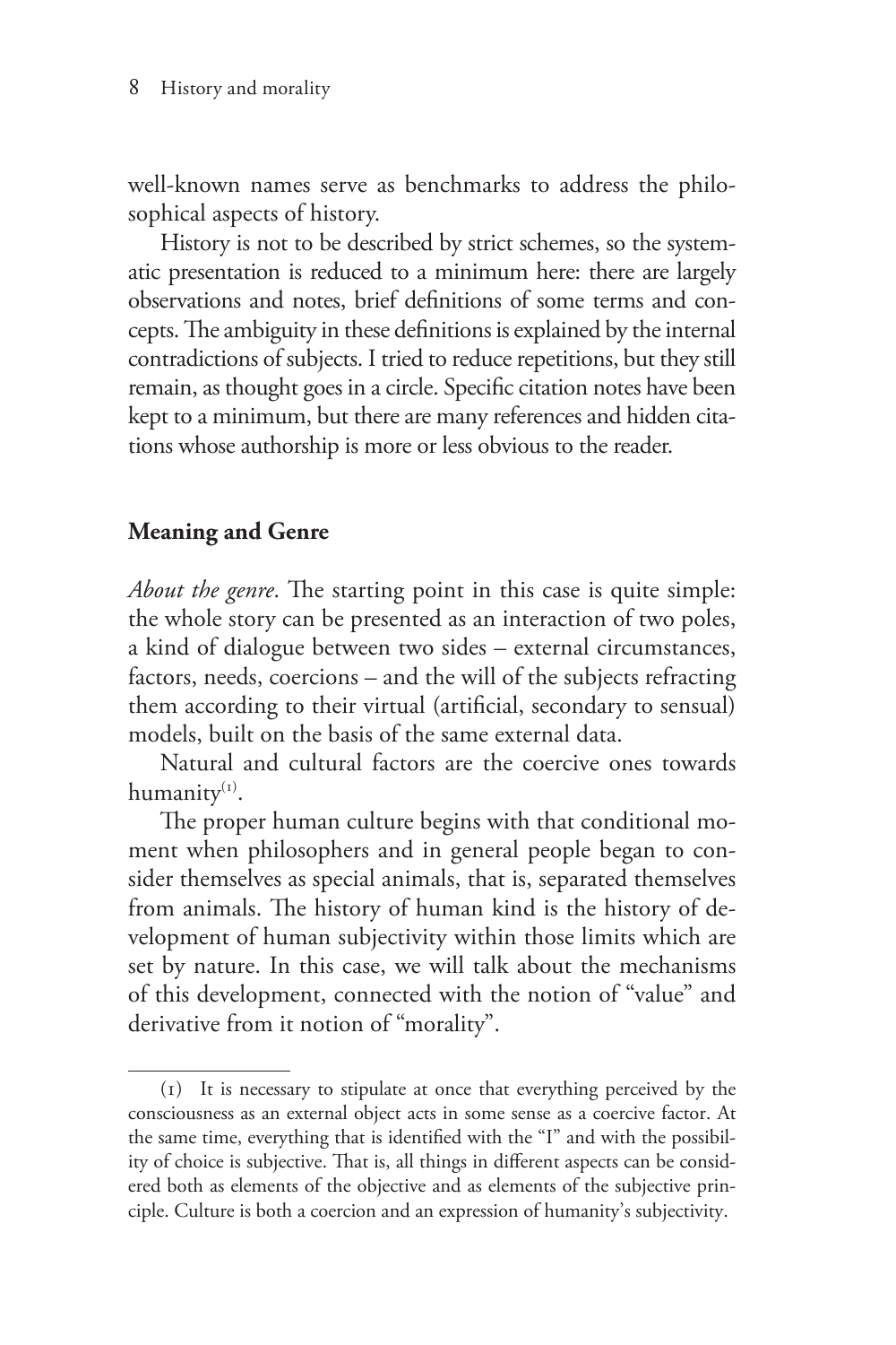well-known names serve as benchmarks to address the philosophical aspects of history.

History is not to be described by strict schemes, so the systematic presentation is reduced to a minimum here: there are largely observations and notes, brief definitions of some terms and concepts. The ambiguity in these definitions is explained by the internal contradictions of subjects. I tried to reduce repetitions, but they still remain, as thought goes in a circle. Specific citation notes have been kept to a minimum, but there are many references and hidden citations whose authorship is more or less obvious to the reader.

## Meaning and Genre

*About the genre*. The starting point in this case is quite simple: the whole story can be presented as an interaction of two poles, a kind of dialogue between two sides – external circumstances, factors, needs, coercions – and the will of the subjects refracting them according to their virtual (artificial, secondary to sensual) models, built on the basis of the same external data.

Natural and cultural factors are the coercive ones towards humanity[1].

The proper human culture begins with that conditional moment when philosophers and in general people began to consider themselves as special animals, that is, separated themselves from animals. The history of human kind is the history of development of human subjectivity within those limits which are set by nature. In this case, we will talk about the mechanisms of this development, connected with the notion of "value" and derivative from it notion of "morality".

---

(1) It is necessary to stipulate at once that everything perceived by the consciousness as an external object acts in some sense as a coercive factor. At the same time, everything that is identified with the "I" and with the possibility of choice is subjective. That is, all things in different aspects can be considered both as elements of the objective and as elements of the subjective principle. Culture is both a coercion and an expression of humanity's subjectivity.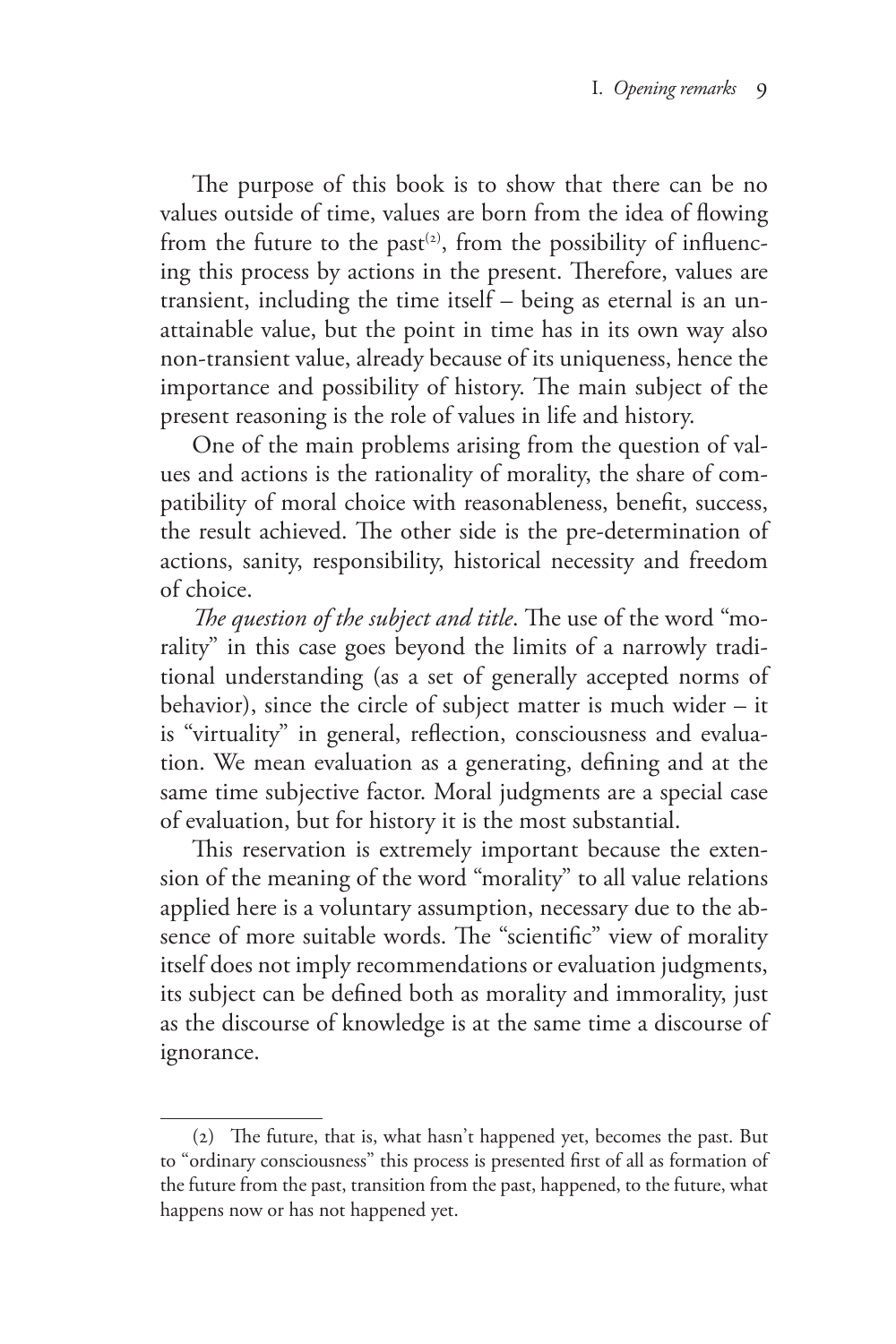The purpose of this book is to show that there can be no values outside of time, values are born from the idea of flowing from the future to the past[2], from the possibility of influencing this process by actions in the present. Therefore, values are transient, including the time itself – being as eternal is an unattainable value, but the point in time has in its own way also non-transient value, already because of its uniqueness, hence the importance and possibility of history. The main subject of the present reasoning is the role of values in life and history.

One of the main problems arising from the question of values and actions is the rationality of morality, the share of compatibility of moral choice with reasonableness, benefit, success, the result achieved. The other side is the pre-determination of actions, sanity, responsibility, historical necessity and freedom of choice.

*The question of the subject and title*. The use of the word "morality" in this case goes beyond the limits of a narrowly traditional understanding (as a set of generally accepted norms of behavior), since the circle of subject matter is much wider – it is "virtuality" in general, reflection, consciousness and evaluation. We mean evaluation as a generating, defining and at the same time subjective factor. Moral judgments are a special case of evaluation, but for history it is the most substantial.

This reservation is extremely important because the extension of the meaning of the word "morality" to all value relations applied here is a voluntary assumption, necessary due to the absence of more suitable words. The "scientific" view of morality itself does not imply recommendations or evaluation judgments, its subject can be defined both as morality and immorality, just as the discourse of knowledge is at the same time a discourse of ignorance.

---

(2) The future, that is, what hasn't happened yet, becomes the past. But to "ordinary consciousness" this process is presented first of all as formation of the future from the past, transition from the past, happened, to the future, what happens now or has not happened yet.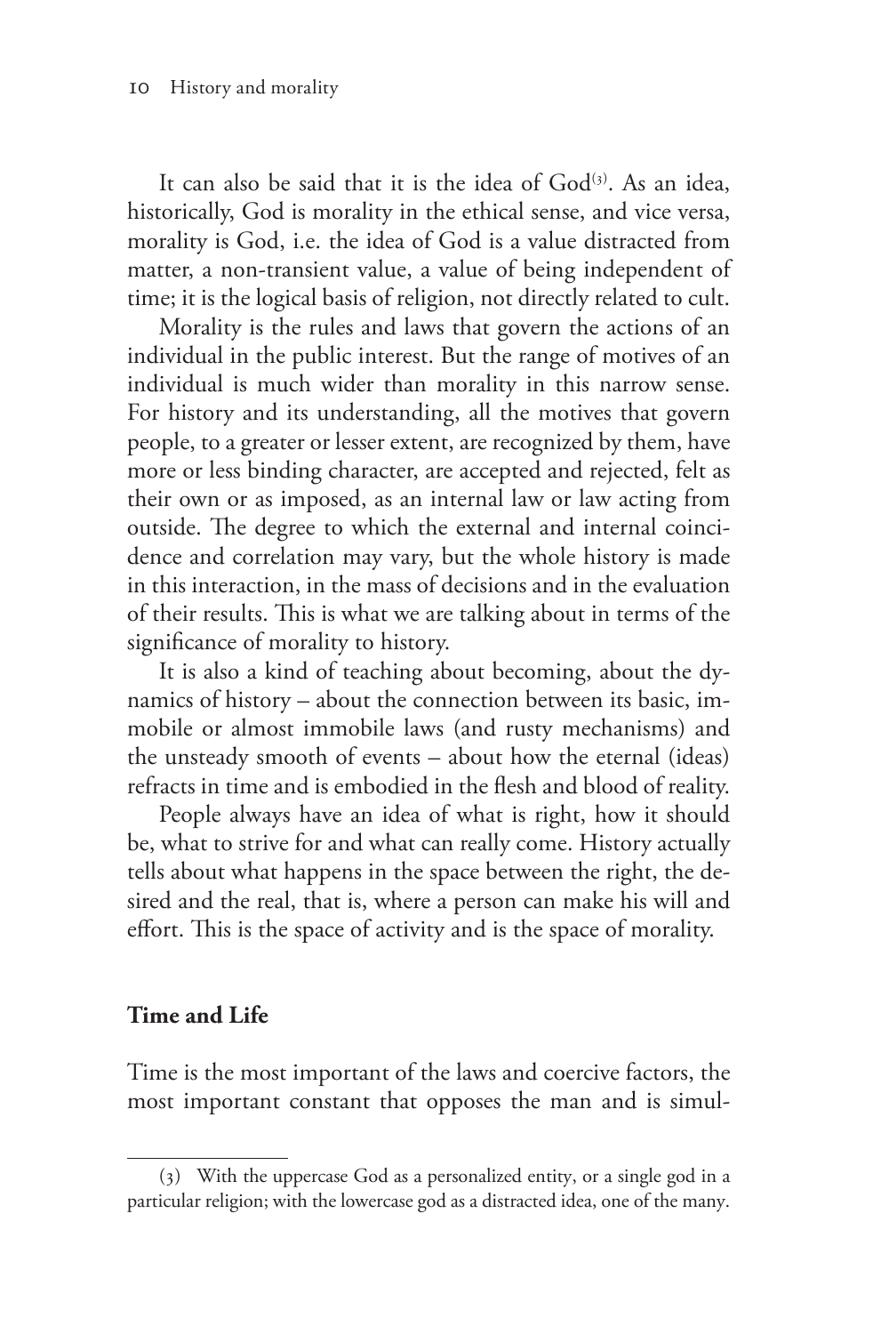It can also be said that it is the idea of God[3]. As an idea, historically, God is morality in the ethical sense, and vice versa, morality is God, i.e. the idea of God is a value distracted from matter, a non-transient value, a value of being independent of time; it is the logical basis of religion, not directly related to cult.

Morality is the rules and laws that govern the actions of an individual in the public interest. But the range of motives of an individual is much wider than morality in this narrow sense. For history and its understanding, all the motives that govern people, to a greater or lesser extent, are recognized by them, have more or less binding character, are accepted and rejected, felt as their own or as imposed, as an internal law or law acting from outside. The degree to which the external and internal coincidence and correlation may vary, but the whole history is made in this interaction, in the mass of decisions and in the evaluation of their results. This is what we are talking about in terms of the significance of morality to history.

It is also a kind of teaching about becoming, about the dynamics of history – about the connection between its basic, immobile or almost immobile laws (and rusty mechanisms) and the unsteady smooth of events – about how the eternal (ideas) refracts in time and is embodied in the flesh and blood of reality.

People always have an idea of what is right, how it should be, what to strive for and what can really come. History actually tells about what happens in the space between the right, the desired and the real, that is, where a person can make his will and effort. This is the space of activity and is the space of morality.

## Time and Life

Time is the most important of the laws and coercive factors, the most important constant that opposes the man and is simul-

(3) With the uppercase God as a personalized entity, or a single god in a particular religion; with the lowercase god as a distracted idea, one of the many.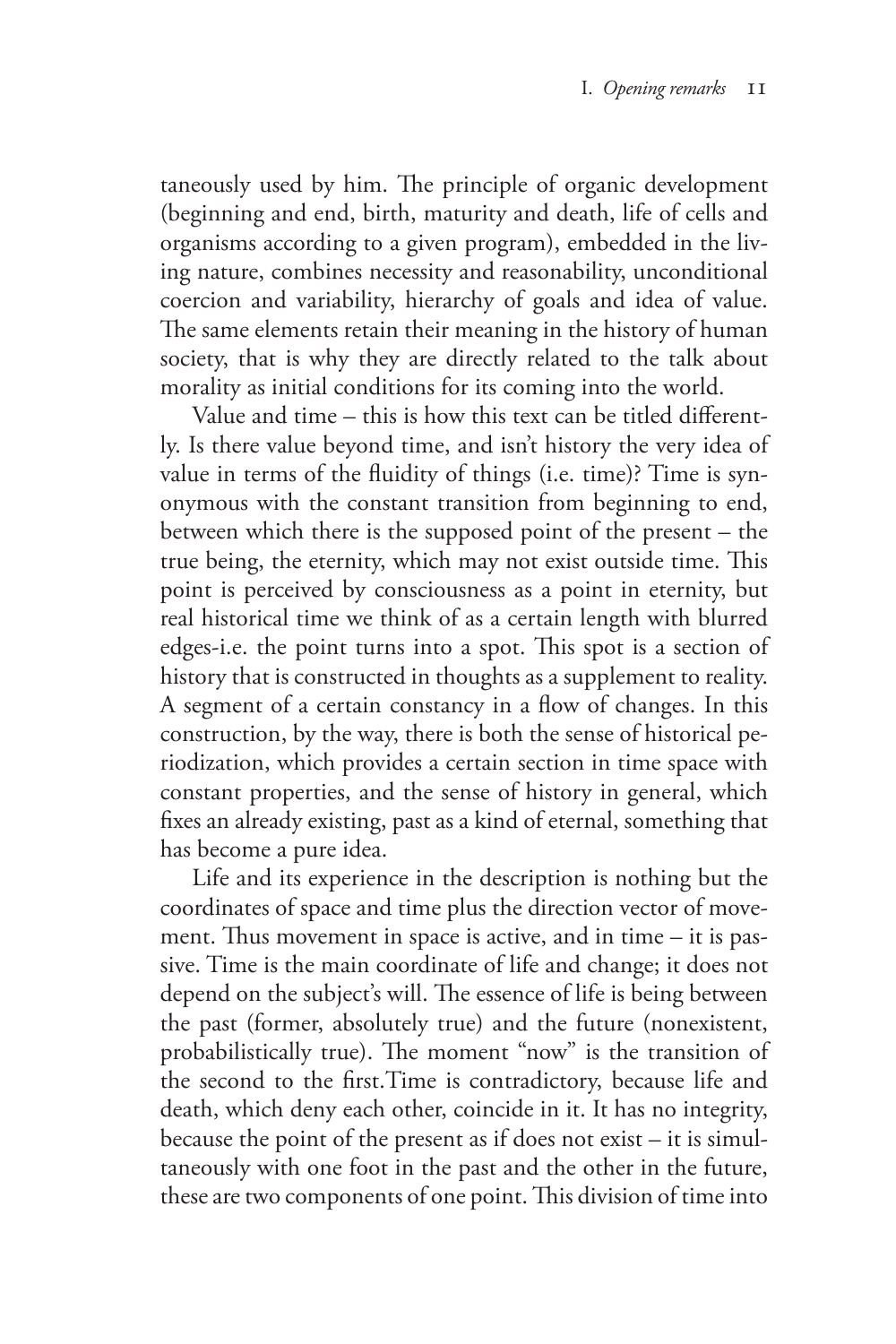taneously used by him. The principle of organic development (beginning and end, birth, maturity and death, life of cells and organisms according to a given program), embedded in the living nature, combines necessity and reasonability, unconditional coercion and variability, hierarchy of goals and idea of value. The same elements retain their meaning in the history of human society, that is why they are directly related to the talk about morality as initial conditions for its coming into the world.

Value and time – this is how this text can be titled differently. Is there value beyond time, and isn't history the very idea of value in terms of the fluidity of things (i.e. time)? Time is synonymous with the constant transition from beginning to end, between which there is the supposed point of the present – the true being, the eternity, which may not exist outside time. This point is perceived by consciousness as a point in eternity, but real historical time we think of as a certain length with blurred edges-i.e. the point turns into a spot. This spot is a section of history that is constructed in thoughts as a supplement to reality. A segment of a certain constancy in a flow of changes. In this construction, by the way, there is both the sense of historical periodization, which provides a certain section in time space with constant properties, and the sense of history in general, which fixes an already existing, past as a kind of eternal, something that has become a pure idea.

Life and its experience in the description is nothing but the coordinates of space and time plus the direction vector of movement. Thus movement in space is active, and in time – it is passive. Time is the main coordinate of life and change; it does not depend on the subject's will. The essence of life is being between the past (former, absolutely true) and the future (nonexistent, probabilistically true). The moment "now" is the transition of the second to the first.Time is contradictory, because life and death, which deny each other, coincide in it. It has no integrity, because the point of the present as if does not exist – it is simultaneously with one foot in the past and the other in the future, these are two components of one point. This division of time into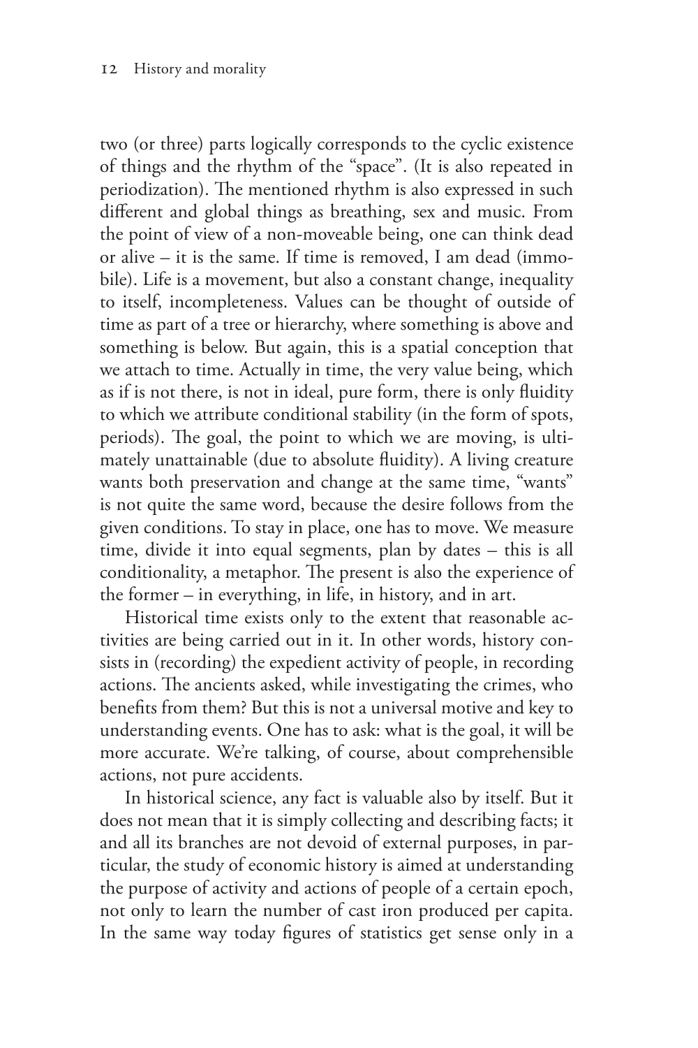two (or three) parts logically corresponds to the cyclic existence of things and the rhythm of the "space". (It is also repeated in periodization). The mentioned rhythm is also expressed in such different and global things as breathing, sex and music. From the point of view of a non-moveable being, one can think dead or alive – it is the same. If time is removed, I am dead (immobile). Life is a movement, but also a constant change, inequality to itself, incompleteness. Values can be thought of outside of time as part of a tree or hierarchy, where something is above and something is below. But again, this is a spatial conception that we attach to time. Actually in time, the very value being, which as if is not there, is not in ideal, pure form, there is only fluidity to which we attribute conditional stability (in the form of spots, periods). The goal, the point to which we are moving, is ultimately unattainable (due to absolute fluidity). A living creature wants both preservation and change at the same time, "wants" is not quite the same word, because the desire follows from the given conditions. To stay in place, one has to move. We measure time, divide it into equal segments, plan by dates – this is all conditionality, a metaphor. The present is also the experience of the former – in everything, in life, in history, and in art.

Historical time exists only to the extent that reasonable activities are being carried out in it. In other words, history consists in (recording) the expedient activity of people, in recording actions. The ancients asked, while investigating the crimes, who benefits from them? But this is not a universal motive and key to understanding events. One has to ask: what is the goal, it will be more accurate. We're talking, of course, about comprehensible actions, not pure accidents.

In historical science, any fact is valuable also by itself. But it does not mean that it is simply collecting and describing facts; it and all its branches are not devoid of external purposes, in particular, the study of economic history is aimed at understanding the purpose of activity and actions of people of a certain epoch, not only to learn the number of cast iron produced per capita. In the same way today figures of statistics get sense only in a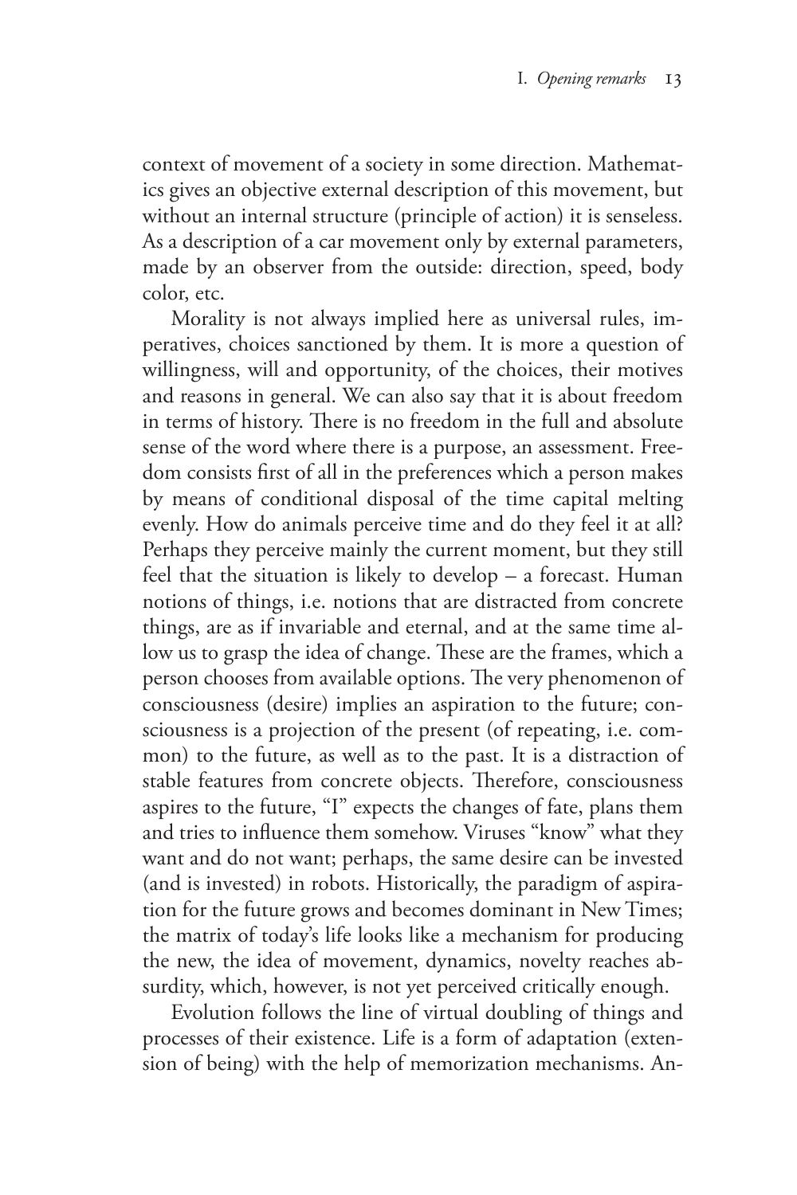context of movement of a society in some direction. Mathematics gives an objective external description of this movement, but without an internal structure (principle of action) it is senseless. As a description of a car movement only by external parameters, made by an observer from the outside: direction, speed, body color, etc.

Morality is not always implied here as universal rules, imperatives, choices sanctioned by them. It is more a question of willingness, will and opportunity, of the choices, their motives and reasons in general. We can also say that it is about freedom in terms of history. There is no freedom in the full and absolute sense of the word where there is a purpose, an assessment. Freedom consists first of all in the preferences which a person makes by means of conditional disposal of the time capital melting evenly. How do animals perceive time and do they feel it at all? Perhaps they perceive mainly the current moment, but they still feel that the situation is likely to develop – a forecast. Human notions of things, i.e. notions that are distracted from concrete things, are as if invariable and eternal, and at the same time allow us to grasp the idea of change. These are the frames, which a person chooses from available options. The very phenomenon of consciousness (desire) implies an aspiration to the future; consciousness is a projection of the present (of repeating, i.e. common) to the future, as well as to the past. It is a distraction of stable features from concrete objects. Therefore, consciousness aspires to the future, "I" expects the changes of fate, plans them and tries to influence them somehow. Viruses "know" what they want and do not want; perhaps, the same desire can be invested (and is invested) in robots. Historically, the paradigm of aspiration for the future grows and becomes dominant in New Times; the matrix of today's life looks like a mechanism for producing the new, the idea of movement, dynamics, novelty reaches absurdity, which, however, is not yet perceived critically enough.

Evolution follows the line of virtual doubling of things and processes of their existence. Life is a form of adaptation (extension of being) with the help of memorization mechanisms. An-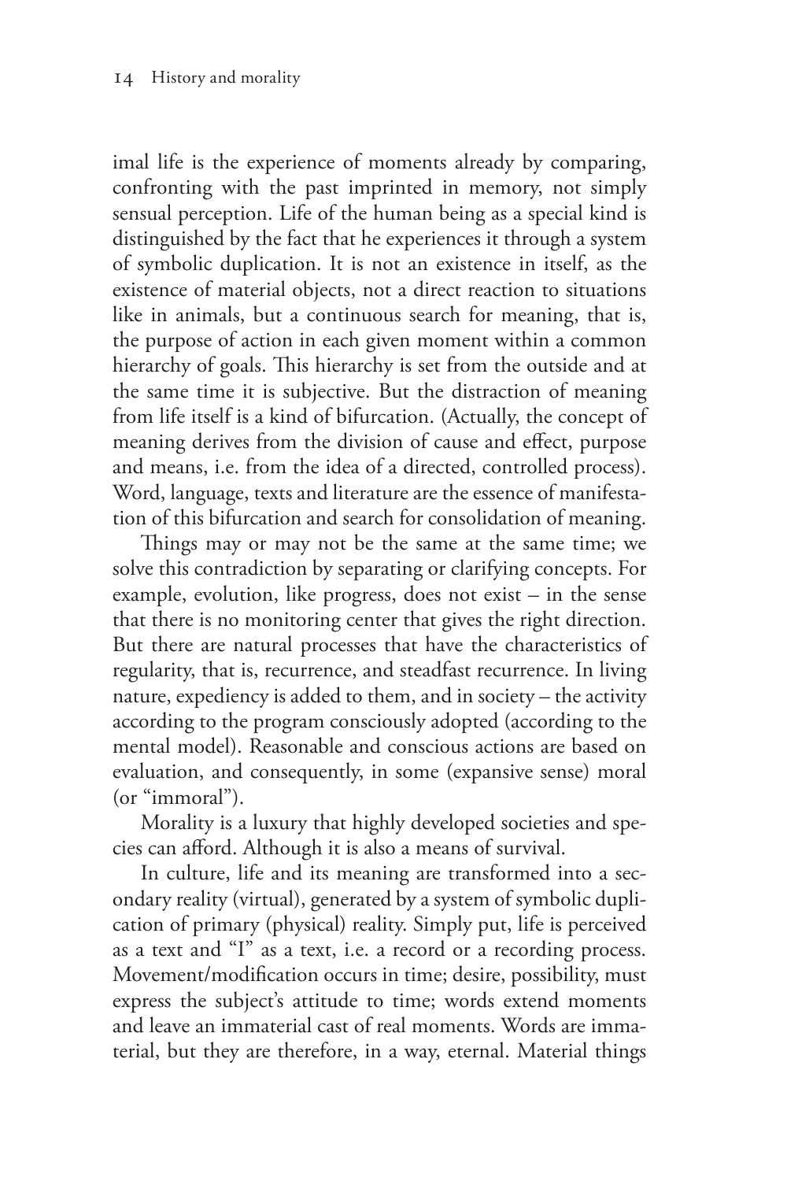imal life is the experience of moments already by comparing, confronting with the past imprinted in memory, not simply sensual perception. Life of the human being as a special kind is distinguished by the fact that he experiences it through a system of symbolic duplication. It is not an existence in itself, as the existence of material objects, not a direct reaction to situations like in animals, but a continuous search for meaning, that is, the purpose of action in each given moment within a common hierarchy of goals. This hierarchy is set from the outside and at the same time it is subjective. But the distraction of meaning from life itself is a kind of bifurcation. (Actually, the concept of meaning derives from the division of cause and effect, purpose and means, i.e. from the idea of a directed, controlled process). Word, language, texts and literature are the essence of manifestation of this bifurcation and search for consolidation of meaning.

Things may or may not be the same at the same time; we solve this contradiction by separating or clarifying concepts. For example, evolution, like progress, does not exist – in the sense that there is no monitoring center that gives the right direction. But there are natural processes that have the characteristics of regularity, that is, recurrence, and steadfast recurrence. In living nature, expediency is added to them, and in society – the activity according to the program consciously adopted (according to the mental model). Reasonable and conscious actions are based on evaluation, and consequently, in some (expansive sense) moral (or "immoral").

Morality is a luxury that highly developed societies and species can afford. Although it is also a means of survival.

In culture, life and its meaning are transformed into a secondary reality (virtual), generated by a system of symbolic duplication of primary (physical) reality. Simply put, life is perceived as a text and "I" as a text, i.e. a record or a recording process. Movement/modification occurs in time; desire, possibility, must express the subject's attitude to time; words extend moments and leave an immaterial cast of real moments. Words are immaterial, but they are therefore, in a way, eternal. Material things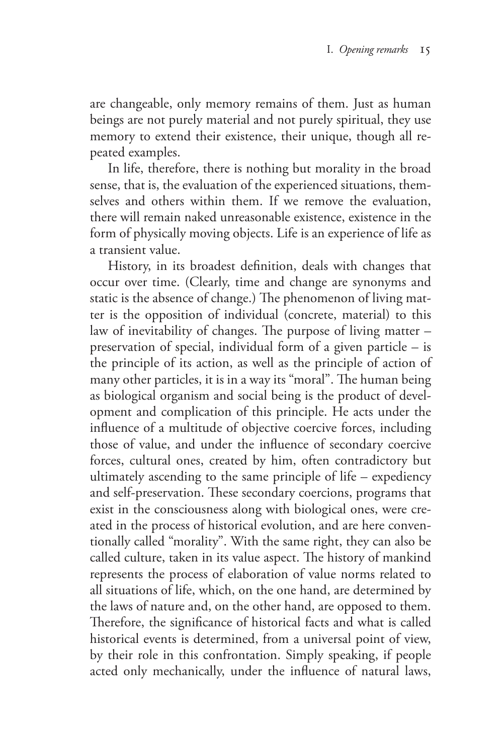are changeable, only memory remains of them. Just as human beings are not purely material and not purely spiritual, they use memory to extend their existence, their unique, though all repeated examples.

In life, therefore, there is nothing but morality in the broad sense, that is, the evaluation of the experienced situations, themselves and others within them. If we remove the evaluation, there will remain naked unreasonable existence, existence in the form of physically moving objects. Life is an experience of life as a transient value.

History, in its broadest definition, deals with changes that occur over time. (Clearly, time and change are synonyms and static is the absence of change.) The phenomenon of living matter is the opposition of individual (concrete, material) to this law of inevitability of changes. The purpose of living matter – preservation of special, individual form of a given particle – is the principle of its action, as well as the principle of action of many other particles, it is in a way its "moral". The human being as biological organism and social being is the product of development and complication of this principle. He acts under the influence of a multitude of objective coercive forces, including those of value, and under the influence of secondary coercive forces, cultural ones, created by him, often contradictory but ultimately ascending to the same principle of life – expediency and self-preservation. These secondary coercions, programs that exist in the consciousness along with biological ones, were created in the process of historical evolution, and are here conventionally called "morality". With the same right, they can also be called culture, taken in its value aspect. The history of mankind represents the process of elaboration of value norms related to all situations of life, which, on the one hand, are determined by the laws of nature and, on the other hand, are opposed to them. Therefore, the significance of historical facts and what is called historical events is determined, from a universal point of view, by their role in this confrontation. Simply speaking, if people acted only mechanically, under the influence of natural laws,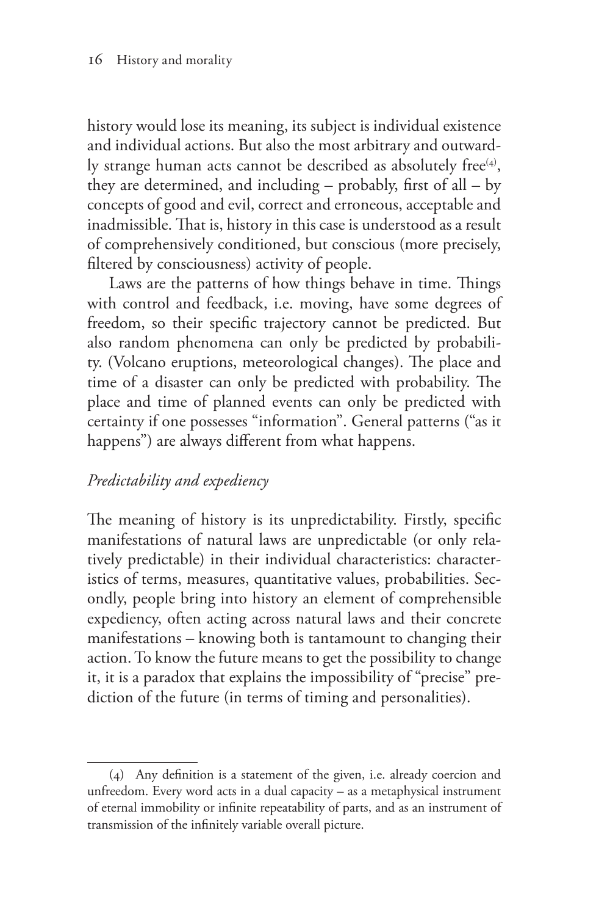history would lose its meaning, its subject is individual existence and individual actions. But also the most arbitrary and outwardly strange human acts cannot be described as absolutely free[(4)], they are determined, and including – probably, first of all – by concepts of good and evil, correct and erroneous, acceptable and inadmissible. That is, history in this case is understood as a result of comprehensively conditioned, but conscious (more precisely, filtered by consciousness) activity of people.

Laws are the patterns of how things behave in time. Things with control and feedback, i.e. moving, have some degrees of freedom, so their specific trajectory cannot be predicted. But also random phenomena can only be predicted by probability. (Volcano eruptions, meteorological changes). The place and time of a disaster can only be predicted with probability. The place and time of planned events can only be predicted with certainty if one possesses "information". General patterns ("as it happens") are always different from what happens.

### *Predictability and expediency*

The meaning of history is its unpredictability. Firstly, specific manifestations of natural laws are unpredictable (or only relatively predictable) in their individual characteristics: characteristics of terms, measures, quantitative values, probabilities. Secondly, people bring into history an element of comprehensible expediency, often acting across natural laws and their concrete manifestations – knowing both is tantamount to changing their action. To know the future means to get the possibility to change it, it is a paradox that explains the impossibility of "precise" prediction of the future (in terms of timing and personalities).

---

(4) Any definition is a statement of the given, i.e. already coercion and unfreedom. Every word acts in a dual capacity – as a metaphysical instrument of eternal immobility or infinite repeatability of parts, and as an instrument of transmission of the infinitely variable overall picture.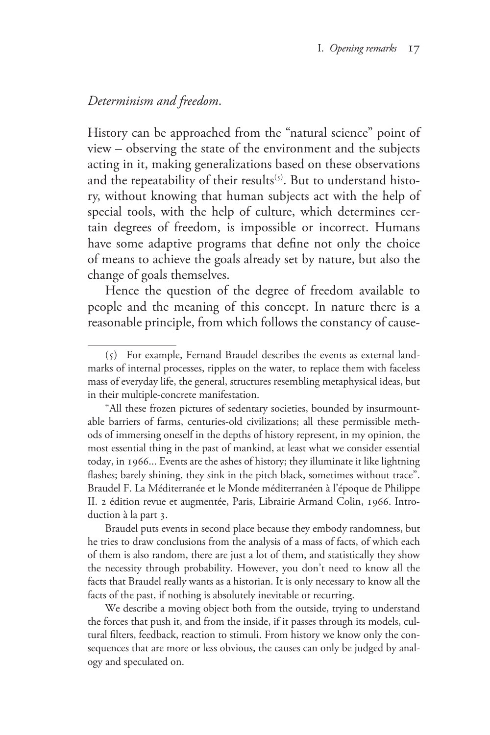*Determinism and freedom.*

History can be approached from the "natural science" point of view – observing the state of the environment and the subjects acting in it, making generalizations based on these observations and the repeatability of their results[(5)]. But to understand history, without knowing that human subjects act with the help of special tools, with the help of culture, which determines certain degrees of freedom, is impossible or incorrect. Humans have some adaptive programs that define not only the choice of means to achieve the goals already set by nature, but also the change of goals themselves.

Hence the question of the degree of freedom available to people and the meaning of this concept. In nature there is a reasonable principle, from which follows the constancy of cause-

---

(5) For example, Fernand Braudel describes the events as external landmarks of internal processes, ripples on the water, to replace them with faceless mass of everyday life, the general, structures resembling metaphysical ideas, but in their multiple-concrete manifestation.

"All these frozen pictures of sedentary societies, bounded by insurmountable barriers of farms, centuries-old civilizations; all these permissible methods of immersing oneself in the depths of history represent, in my opinion, the most essential thing in the past of mankind, at least what we consider essential today, in 1966... Events are the ashes of history; they illuminate it like lightning flashes; barely shining, they sink in the pitch black, sometimes without trace". Braudel F. La Méditerranée et le Monde méditerranéen à l'époque de Philippe II. 2 édition revue et augmentée, Paris, Librairie Armand Colin, 1966. Introduction à la part 3.

Braudel puts events in second place because they embody randomness, but he tries to draw conclusions from the analysis of a mass of facts, of which each of them is also random, there are just a lot of them, and statistically they show the necessity through probability. However, you don't need to know all the facts that Braudel really wants as a historian. It is only necessary to know all the facts of the past, if nothing is absolutely inevitable or recurring.

We describe a moving object both from the outside, trying to understand the forces that push it, and from the inside, if it passes through its models, cultural filters, feedback, reaction to stimuli. From history we know only the consequences that are more or less obvious, the causes can only be judged by analogy and speculated on.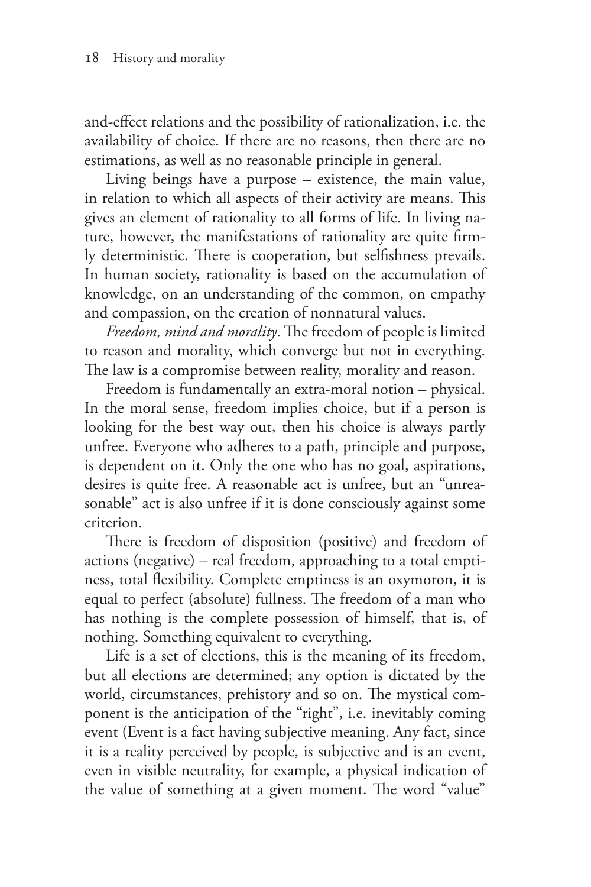and-effect relations and the possibility of rationalization, i.e. the availability of choice. If there are no reasons, then there are no estimations, as well as no reasonable principle in general.

Living beings have a purpose – existence, the main value, in relation to which all aspects of their activity are means. This gives an element of rationality to all forms of life. In living nature, however, the manifestations of rationality are quite firmly deterministic. There is cooperation, but selfishness prevails. In human society, rationality is based on the accumulation of knowledge, on an understanding of the common, on empathy and compassion, on the creation of nonnatural values.

*Freedom, mind and morality*. The freedom of people is limited to reason and morality, which converge but not in everything. The law is a compromise between reality, morality and reason.

Freedom is fundamentally an extra-moral notion – physical. In the moral sense, freedom implies choice, but if a person is looking for the best way out, then his choice is always partly unfree. Everyone who adheres to a path, principle and purpose, is dependent on it. Only the one who has no goal, aspirations, desires is quite free. A reasonable act is unfree, but an "unreasonable" act is also unfree if it is done consciously against some criterion.

There is freedom of disposition (positive) and freedom of actions (negative) – real freedom, approaching to a total emptiness, total flexibility. Complete emptiness is an oxymoron, it is equal to perfect (absolute) fullness. The freedom of a man who has nothing is the complete possession of himself, that is, of nothing. Something equivalent to everything.

Life is a set of elections, this is the meaning of its freedom, but all elections are determined; any option is dictated by the world, circumstances, prehistory and so on. The mystical component is the anticipation of the "right", i.e. inevitably coming event (Event is a fact having subjective meaning. Any fact, since it is a reality perceived by people, is subjective and is an event, even in visible neutrality, for example, a physical indication of the value of something at a given moment. The word "value"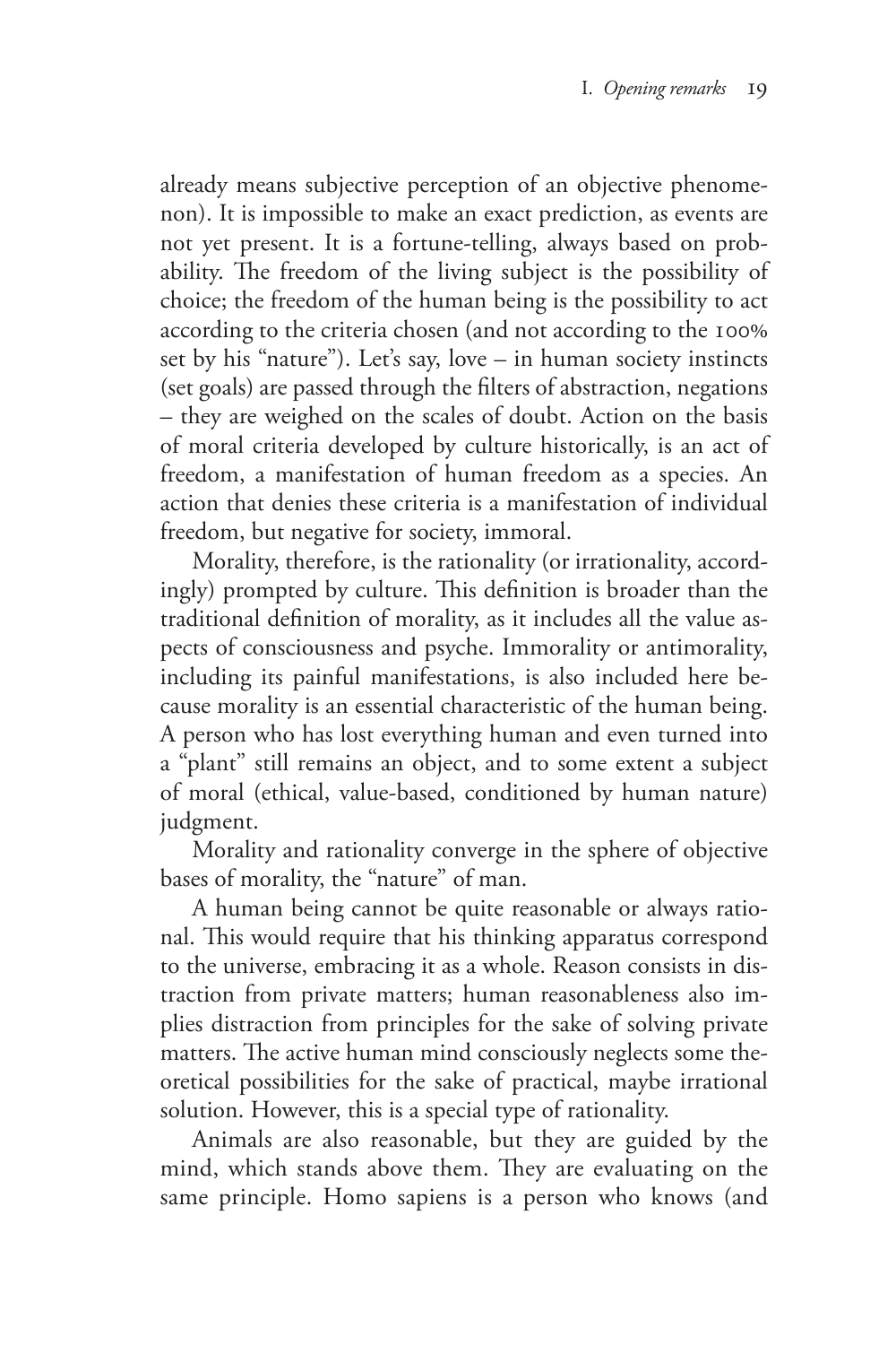already means subjective perception of an objective phenomenon). It is impossible to make an exact prediction, as events are not yet present. It is a fortune-telling, always based on probability. The freedom of the living subject is the possibility of choice; the freedom of the human being is the possibility to act according to the criteria chosen (and not according to the 100% set by his "nature"). Let's say, love – in human society instincts (set goals) are passed through the filters of abstraction, negations – they are weighed on the scales of doubt. Action on the basis of moral criteria developed by culture historically, is an act of freedom, a manifestation of human freedom as a species. An action that denies these criteria is a manifestation of individual freedom, but negative for society, immoral.

Morality, therefore, is the rationality (or irrationality, accordingly) prompted by culture. This definition is broader than the traditional definition of morality, as it includes all the value aspects of consciousness and psyche. Immorality or antimorality, including its painful manifestations, is also included here because morality is an essential characteristic of the human being. A person who has lost everything human and even turned into a "plant" still remains an object, and to some extent a subject of moral (ethical, value-based, conditioned by human nature) judgment.

Morality and rationality converge in the sphere of objective bases of morality, the "nature" of man.

A human being cannot be quite reasonable or always rational. This would require that his thinking apparatus correspond to the universe, embracing it as a whole. Reason consists in distraction from private matters; human reasonableness also implies distraction from principles for the sake of solving private matters. The active human mind consciously neglects some theoretical possibilities for the sake of practical, maybe irrational solution. However, this is a special type of rationality.

Animals are also reasonable, but they are guided by the mind, which stands above them. They are evaluating on the same principle. Homo sapiens is a person who knows (and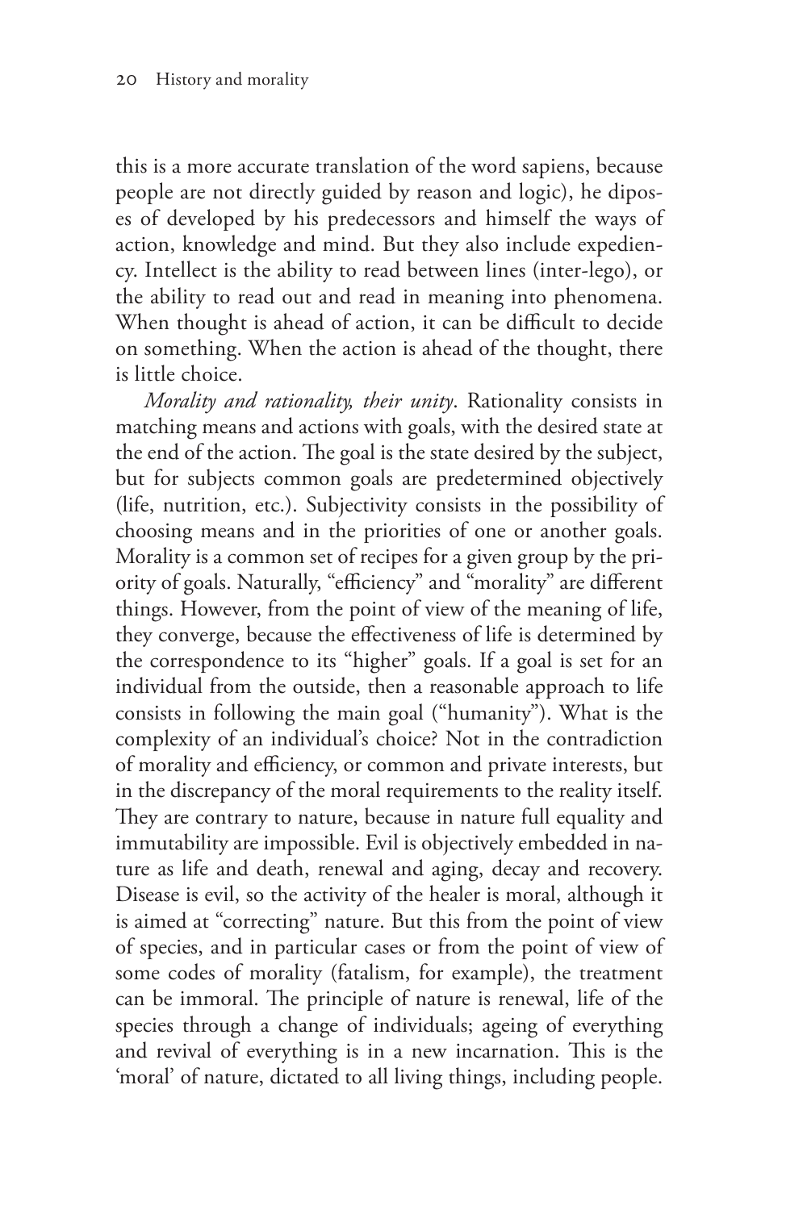this is a more accurate translation of the word sapiens, because people are not directly guided by reason and logic), he diposes of developed by his predecessors and himself the ways of action, knowledge and mind. But they also include expediency. Intellect is the ability to read between lines (inter-lego), or the ability to read out and read in meaning into phenomena. When thought is ahead of action, it can be difficult to decide on something. When the action is ahead of the thought, there is little choice.

*Morality and rationality, their unity*. Rationality consists in matching means and actions with goals, with the desired state at the end of the action. The goal is the state desired by the subject, but for subjects common goals are predetermined objectively (life, nutrition, etc.). Subjectivity consists in the possibility of choosing means and in the priorities of one or another goals. Morality is a common set of recipes for a given group by the priority of goals. Naturally, "efficiency" and "morality" are different things. However, from the point of view of the meaning of life, they converge, because the effectiveness of life is determined by the correspondence to its "higher" goals. If a goal is set for an individual from the outside, then a reasonable approach to life consists in following the main goal ("humanity"). What is the complexity of an individual's choice? Not in the contradiction of morality and efficiency, or common and private interests, but in the discrepancy of the moral requirements to the reality itself. They are contrary to nature, because in nature full equality and immutability are impossible. Evil is objectively embedded in nature as life and death, renewal and aging, decay and recovery. Disease is evil, so the activity of the healer is moral, although it is aimed at "correcting" nature. But this from the point of view of species, and in particular cases or from the point of view of some codes of morality (fatalism, for example), the treatment can be immoral. The principle of nature is renewal, life of the species through a change of individuals; ageing of everything and revival of everything is in a new incarnation. This is the 'moral' of nature, dictated to all living things, including people.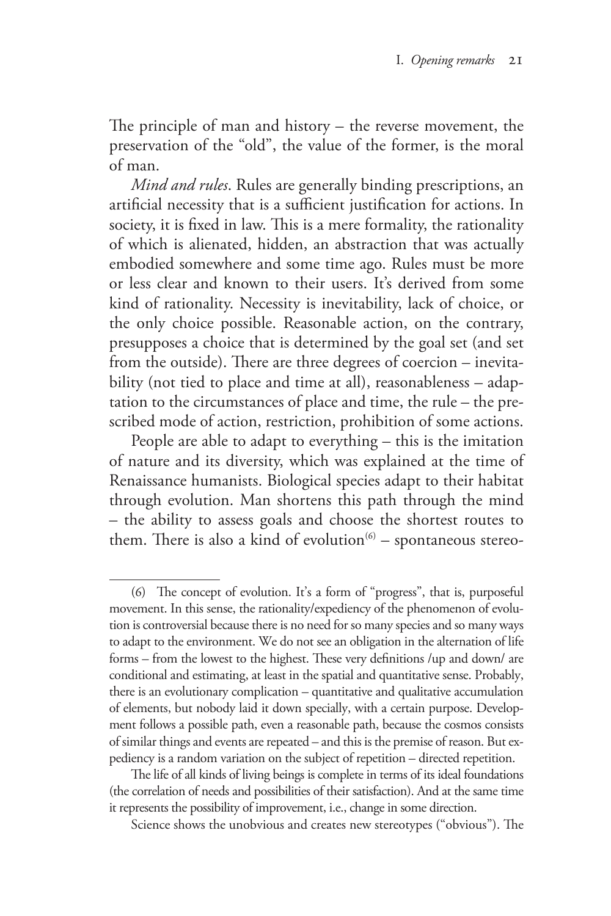The principle of man and history – the reverse movement, the preservation of the "old", the value of the former, is the moral of man.

*Mind and rules*. Rules are generally binding prescriptions, an artificial necessity that is a sufficient justification for actions. In society, it is fixed in law. This is a mere formality, the rationality of which is alienated, hidden, an abstraction that was actually embodied somewhere and some time ago. Rules must be more or less clear and known to their users. It's derived from some kind of rationality. Necessity is inevitability, lack of choice, or the only choice possible. Reasonable action, on the contrary, presupposes a choice that is determined by the goal set (and set from the outside). There are three degrees of coercion – inevitability (not tied to place and time at all), reasonableness – adaptation to the circumstances of place and time, the rule – the prescribed mode of action, restriction, prohibition of some actions.

People are able to adapt to everything – this is the imitation of nature and its diversity, which was explained at the time of Renaissance humanists. Biological species adapt to their habitat through evolution. Man shortens this path through the mind – the ability to assess goals and choose the shortest routes to them. There is also a kind of evolution[(6)] – spontaneous stereo-

---

(6) The concept of evolution. It's a form of "progress", that is, purposeful movement. In this sense, the rationality/expediency of the phenomenon of evolution is controversial because there is no need for so many species and so many ways to adapt to the environment. We do not see an obligation in the alternation of life forms – from the lowest to the highest. These very definitions /up and down/ are conditional and estimating, at least in the spatial and quantitative sense. Probably, there is an evolutionary complication – quantitative and qualitative accumulation of elements, but nobody laid it down specially, with a certain purpose. Development follows a possible path, even a reasonable path, because the cosmos consists of similar things and events are repeated – and this is the premise of reason. But expediency is a random variation on the subject of repetition – directed repetition.

The life of all kinds of living beings is complete in terms of its ideal foundations (the correlation of needs and possibilities of their satisfaction). And at the same time it represents the possibility of improvement, i.e., change in some direction.

Science shows the unobvious and creates new stereotypes ("obvious"). The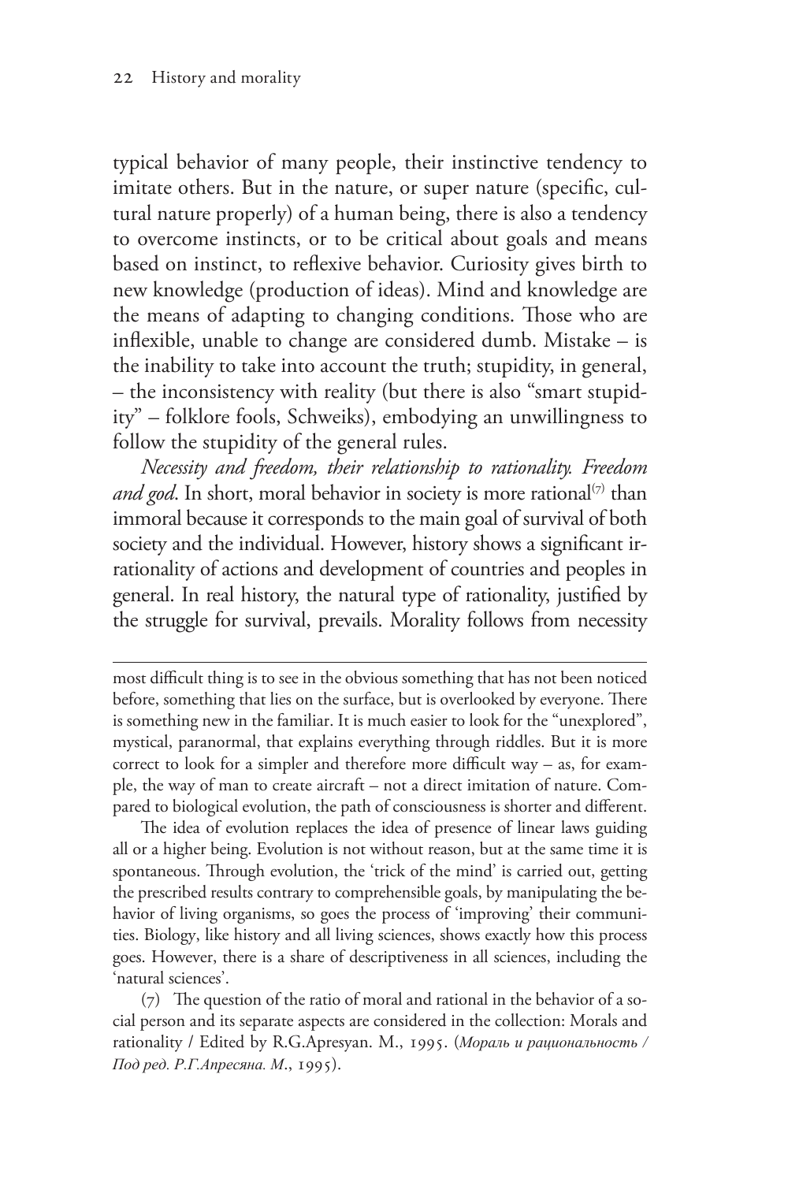typical behavior of many people, their instinctive tendency to imitate others. But in the nature, or super nature (specific, cultural nature properly) of a human being, there is also a tendency to overcome instincts, or to be critical about goals and means based on instinct, to reflexive behavior. Curiosity gives birth to new knowledge (production of ideas). Mind and knowledge are the means of adapting to changing conditions. Those who are inflexible, unable to change are considered dumb. Mistake – is the inability to take into account the truth; stupidity, in general, – the inconsistency with reality (but there is also "smart stupidity" – folklore fools, Schweiks), embodying an unwillingness to follow the stupidity of the general rules.

*Necessity and freedom, their relationship to rationality. Freedom and god*. In short, moral behavior in society is more rational[(7)] than immoral because it corresponds to the main goal of survival of both society and the individual. However, history shows a significant irrationality of actions and development of countries and peoples in general. In real history, the natural type of rationality, justified by the struggle for survival, prevails. Morality follows from necessity

---

most difficult thing is to see in the obvious something that has not been noticed before, something that lies on the surface, but is overlooked by everyone. There is something new in the familiar. It is much easier to look for the "unexplored", mystical, paranormal, that explains everything through riddles. But it is more correct to look for a simpler and therefore more difficult way – as, for example, the way of man to create aircraft – not a direct imitation of nature. Compared to biological evolution, the path of consciousness is shorter and different.

The idea of evolution replaces the idea of presence of linear laws guiding all or a higher being. Evolution is not without reason, but at the same time it is spontaneous. Through evolution, the 'trick of the mind' is carried out, getting the prescribed results contrary to comprehensible goals, by manipulating the behavior of living organisms, so goes the process of 'improving' their communities. Biology, like history and all living sciences, shows exactly how this process goes. However, there is a share of descriptiveness in all sciences, including the 'natural sciences'.

(7) The question of the ratio of moral and rational in the behavior of a social person and its separate aspects are considered in the collection: Morals and rationality / Edited by R.G.Apresyan. M., 1995. (*Мораль и рациональность / Под ред. Р.Г.Апресяна. М*., 1995).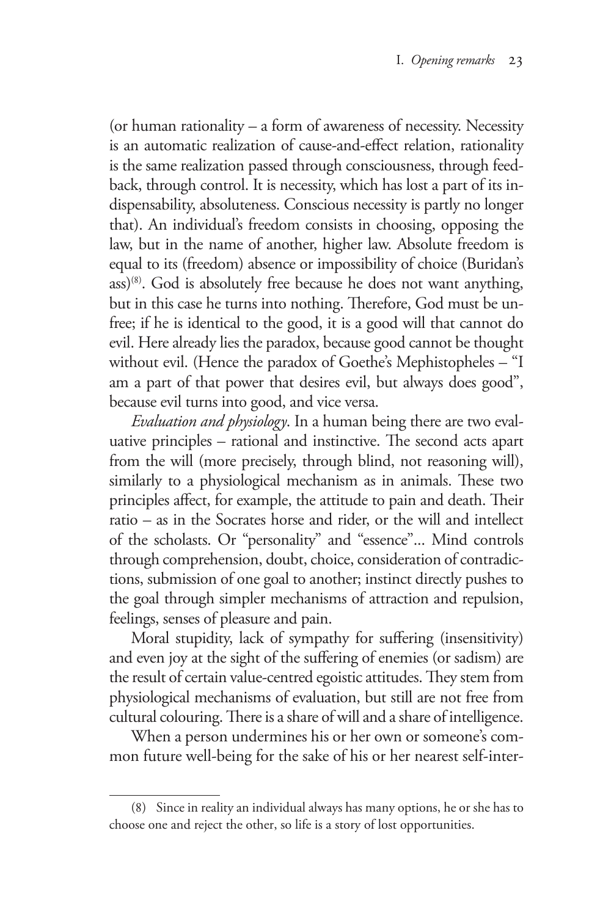(or human rationality – a form of awareness of necessity. Necessity is an automatic realization of cause-and-effect relation, rationality is the same realization passed through consciousness, through feedback, through control. It is necessity, which has lost a part of its indispensability, absoluteness. Conscious necessity is partly no longer that). An individual's freedom consists in choosing, opposing the law, but in the name of another, higher law. Absolute freedom is equal to its (freedom) absence or impossibility of choice (Buridan's ass)[(8)]. God is absolutely free because he does not want anything, but in this case he turns into nothing. Therefore, God must be unfree; if he is identical to the good, it is a good will that cannot do evil. Here already lies the paradox, because good cannot be thought without evil. (Hence the paradox of Goethe's Mephistopheles – "I am a part of that power that desires evil, but always does good", because evil turns into good, and vice versa.

*Evaluation and physiology*. In a human being there are two evaluative principles – rational and instinctive. The second acts apart from the will (more precisely, through blind, not reasoning will), similarly to a physiological mechanism as in animals. These two principles affect, for example, the attitude to pain and death. Their ratio – as in the Socrates horse and rider, or the will and intellect of the scholasts. Or "personality" and "essence"... Mind controls through comprehension, doubt, choice, consideration of contradictions, submission of one goal to another; instinct directly pushes to the goal through simpler mechanisms of attraction and repulsion, feelings, senses of pleasure and pain.

Moral stupidity, lack of sympathy for suffering (insensitivity) and even joy at the sight of the suffering of enemies (or sadism) are the result of certain value-centred egoistic attitudes. They stem from physiological mechanisms of evaluation, but still are not free from cultural colouring. There is a share of will and a share of intelligence.

When a person undermines his or her own or someone's common future well-being for the sake of his or her nearest self-inter-

---

(8) Since in reality an individual always has many options, he or she has to choose one and reject the other, so life is a story of lost opportunities.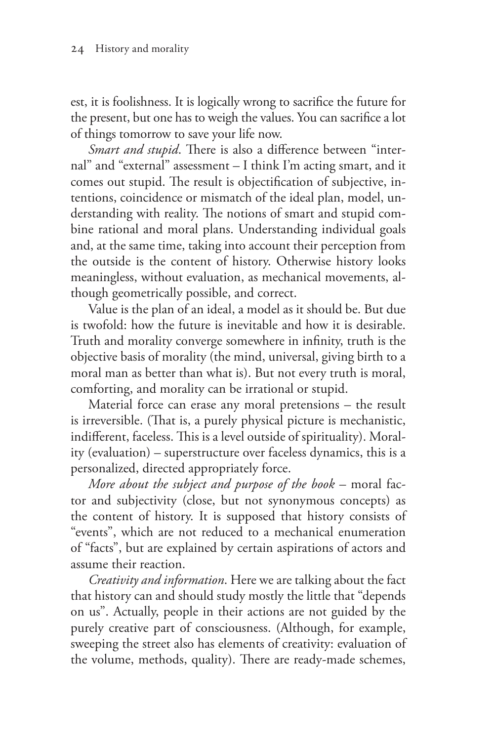est, it is foolishness. It is logically wrong to sacrifice the future for the present, but one has to weigh the values. You can sacrifice a lot of things tomorrow to save your life now.

*Smart and stupid*. There is also a difference between "internal" and "external" assessment – I think I'm acting smart, and it comes out stupid. The result is objectification of subjective, intentions, coincidence or mismatch of the ideal plan, model, understanding with reality. The notions of smart and stupid combine rational and moral plans. Understanding individual goals and, at the same time, taking into account their perception from the outside is the content of history. Otherwise history looks meaningless, without evaluation, as mechanical movements, although geometrically possible, and correct.

Value is the plan of an ideal, a model as it should be. But due is twofold: how the future is inevitable and how it is desirable. Truth and morality converge somewhere in infinity, truth is the objective basis of morality (the mind, universal, giving birth to a moral man as better than what is). But not every truth is moral, comforting, and morality can be irrational or stupid.

Material force can erase any moral pretensions – the result is irreversible. (That is, a purely physical picture is mechanistic, indifferent, faceless. This is a level outside of spirituality). Morality (evaluation) – superstructure over faceless dynamics, this is a personalized, directed appropriately force.

*More about the subject and purpose of the book* – moral factor and subjectivity (close, but not synonymous concepts) as the content of history. It is supposed that history consists of "events", which are not reduced to a mechanical enumeration of "facts", but are explained by certain aspirations of actors and assume their reaction.

*Creativity and information*. Here we are talking about the fact that history can and should study mostly the little that "depends on us". Actually, people in their actions are not guided by the purely creative part of consciousness. (Although, for example, sweeping the street also has elements of creativity: evaluation of the volume, methods, quality). There are ready-made schemes,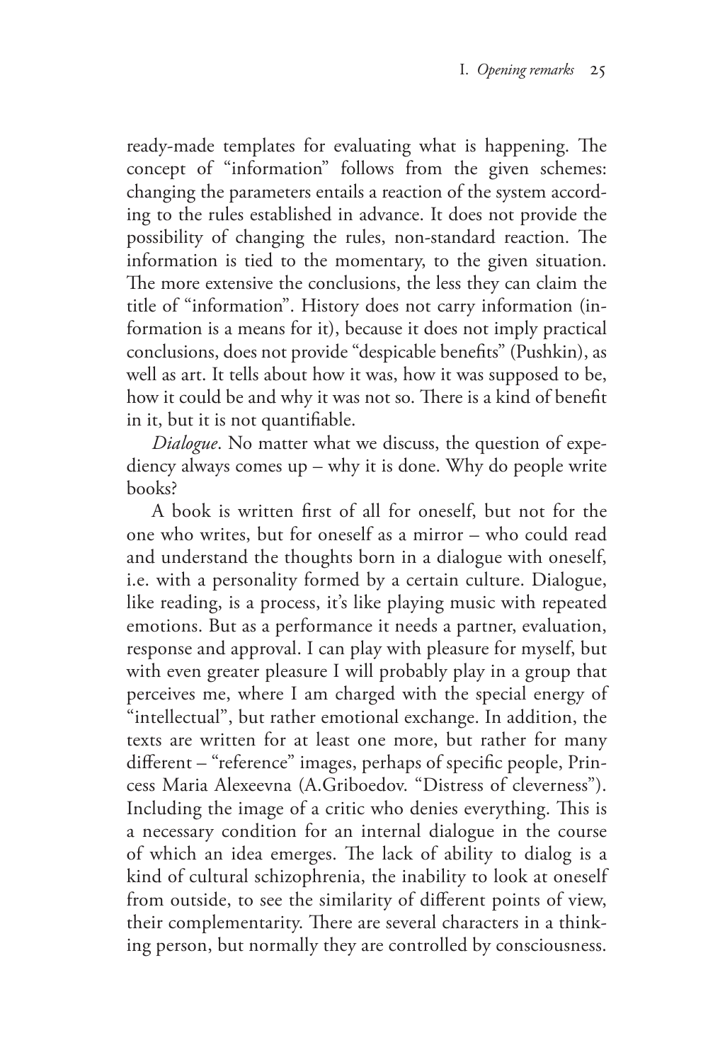ready-made templates for evaluating what is happening. The concept of "information" follows from the given schemes: changing the parameters entails a reaction of the system according to the rules established in advance. It does not provide the possibility of changing the rules, non-standard reaction. The information is tied to the momentary, to the given situation. The more extensive the conclusions, the less they can claim the title of "information". History does not carry information (information is a means for it), because it does not imply practical conclusions, does not provide "despicable benefits" (Pushkin), as well as art. It tells about how it was, how it was supposed to be, how it could be and why it was not so. There is a kind of benefit in it, but it is not quantifiable.

*Dialogue*. No matter what we discuss, the question of expediency always comes up – why it is done. Why do people write books?

A book is written first of all for oneself, but not for the one who writes, but for oneself as a mirror – who could read and understand the thoughts born in a dialogue with oneself, i.e. with a personality formed by a certain culture. Dialogue, like reading, is a process, it's like playing music with repeated emotions. But as a performance it needs a partner, evaluation, response and approval. I can play with pleasure for myself, but with even greater pleasure I will probably play in a group that perceives me, where I am charged with the special energy of "intellectual", but rather emotional exchange. In addition, the texts are written for at least one more, but rather for many different – "reference" images, perhaps of specific people, Princess Maria Alexeevna (A.Griboedov. "Distress of cleverness"). Including the image of a critic who denies everything. This is a necessary condition for an internal dialogue in the course of which an idea emerges. The lack of ability to dialog is a kind of cultural schizophrenia, the inability to look at oneself from outside, to see the similarity of different points of view, their complementarity. There are several characters in a thinking person, but normally they are controlled by consciousness.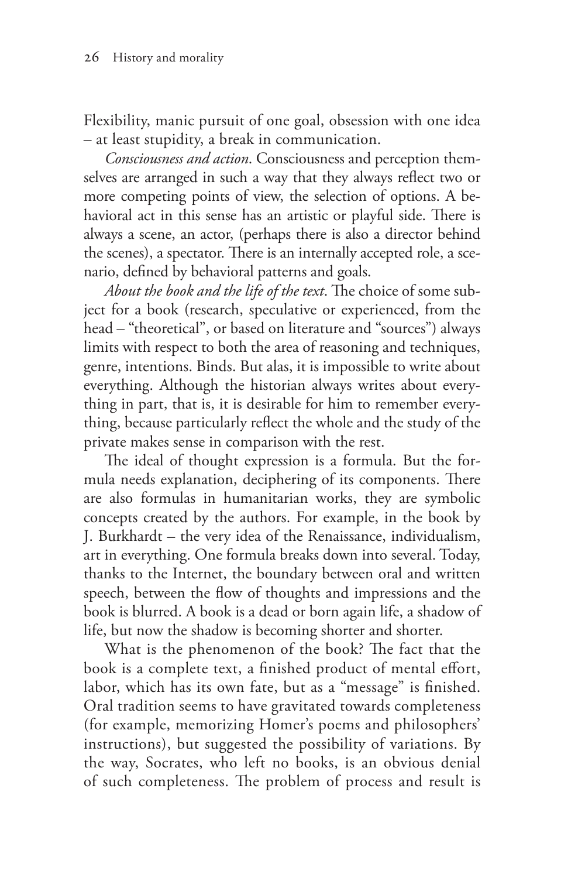Flexibility, manic pursuit of one goal, obsession with one idea – at least stupidity, a break in communication.

*Consciousness and action*. Consciousness and perception themselves are arranged in such a way that they always reflect two or more competing points of view, the selection of options. A behavioral act in this sense has an artistic or playful side. There is always a scene, an actor, (perhaps there is also a director behind the scenes), a spectator. There is an internally accepted role, a scenario, defined by behavioral patterns and goals.

*About the book and the life of the text*. The choice of some subject for a book (research, speculative or experienced, from the head – "theoretical", or based on literature and "sources") always limits with respect to both the area of reasoning and techniques, genre, intentions. Binds. But alas, it is impossible to write about everything. Although the historian always writes about everything in part, that is, it is desirable for him to remember everything, because particularly reflect the whole and the study of the private makes sense in comparison with the rest.

The ideal of thought expression is a formula. But the formula needs explanation, deciphering of its components. There are also formulas in humanitarian works, they are symbolic concepts created by the authors. For example, in the book by J. Burkhardt – the very idea of the Renaissance, individualism, art in everything. One formula breaks down into several. Today, thanks to the Internet, the boundary between oral and written speech, between the flow of thoughts and impressions and the book is blurred. A book is a dead or born again life, a shadow of life, but now the shadow is becoming shorter and shorter.

What is the phenomenon of the book? The fact that the book is a complete text, a finished product of mental effort, labor, which has its own fate, but as a "message" is finished. Oral tradition seems to have gravitated towards completeness (for example, memorizing Homer's poems and philosophers' instructions), but suggested the possibility of variations. By the way, Socrates, who left no books, is an obvious denial of such completeness. The problem of process and result is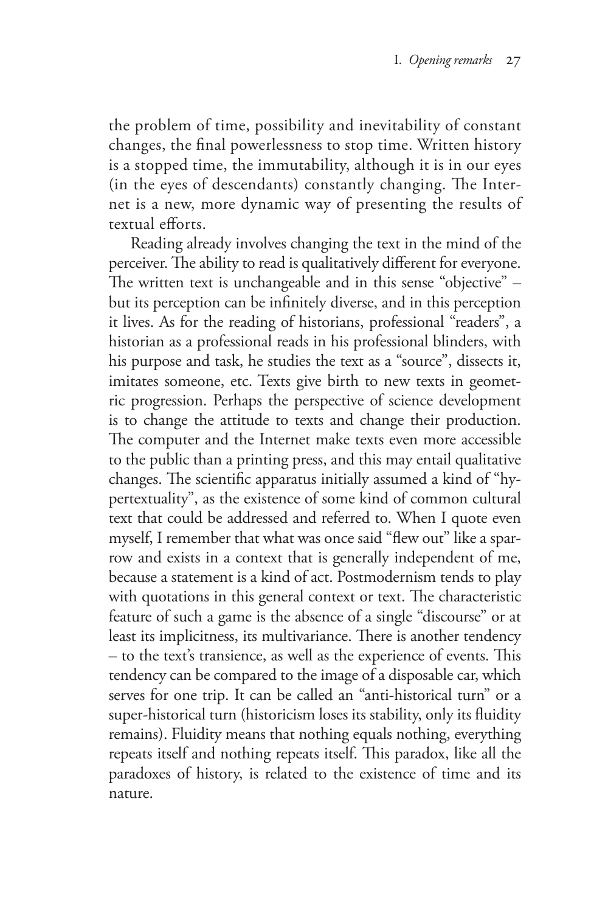the problem of time, possibility and inevitability of constant changes, the final powerlessness to stop time. Written history is a stopped time, the immutability, although it is in our eyes (in the eyes of descendants) constantly changing. The Internet is a new, more dynamic way of presenting the results of textual efforts.

Reading already involves changing the text in the mind of the perceiver. The ability to read is qualitatively different for everyone. The written text is unchangeable and in this sense "objective" – but its perception can be infinitely diverse, and in this perception it lives. As for the reading of historians, professional "readers", a historian as a professional reads in his professional blinders, with his purpose and task, he studies the text as a "source", dissects it, imitates someone, etc. Texts give birth to new texts in geometric progression. Perhaps the perspective of science development is to change the attitude to texts and change their production. The computer and the Internet make texts even more accessible to the public than a printing press, and this may entail qualitative changes. The scientific apparatus initially assumed a kind of "hypertextuality", as the existence of some kind of common cultural text that could be addressed and referred to. When I quote even myself, I remember that what was once said "flew out" like a sparrow and exists in a context that is generally independent of me, because a statement is a kind of act. Postmodernism tends to play with quotations in this general context or text. The characteristic feature of such a game is the absence of a single "discourse" or at least its implicitness, its multivariance. There is another tendency – to the text's transience, as well as the experience of events. This tendency can be compared to the image of a disposable car, which serves for one trip. It can be called an "anti-historical turn" or a super-historical turn (historicism loses its stability, only its fluidity remains). Fluidity means that nothing equals nothing, everything repeats itself and nothing repeats itself. This paradox, like all the paradoxes of history, is related to the existence of time and its nature.